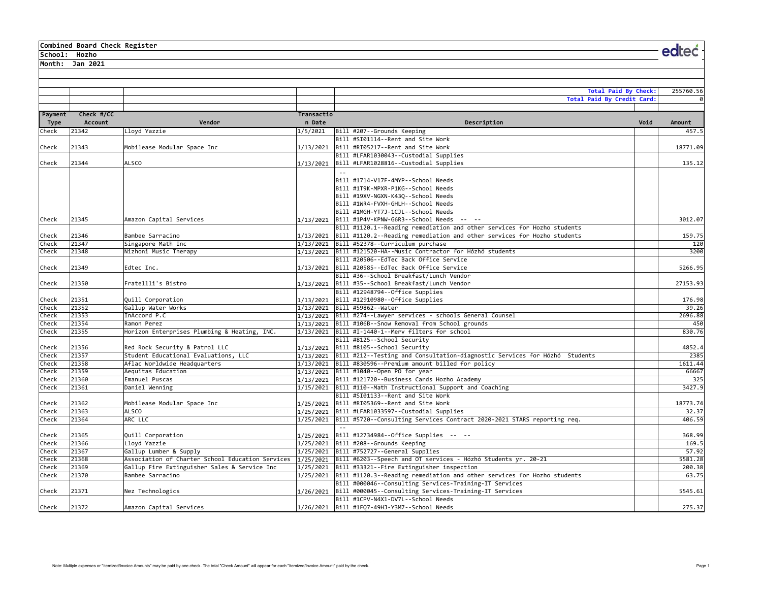**Combined Board Check Register**

**School: Hozho**

**Month: Jan 2021**

| | |
|---|---|
| **Total Paid By Check:** | 255760.56 |
| **Total Paid By Credit Card:** | 0 |

| Payment Type | Check #/CC Account | Vendor | Transaction Date | Description | Void | Amount |
|---|---|---|---|---|---|---|
| Check | 21342 | Lloyd Yazzie | 1/5/2021 | Bill #207--Grounds Keeping | | 457.5 |
| Check | 21343 | Mobilease Modular Space Inc | 1/13/2021 | Bill #SI01114--Rent and Site Work<br>Bill #RI05217--Rent and Site Work | | 18771.09 |
| Check | 21344 | ALSCO | 1/13/2021 | Bill #LFAR1030043--Custodial Supplies<br>Bill #LFAR1028816--Custodial Supplies | | 135.12 |
| Check | 21345 | Amazon Capital Services | 1/13/2021 | --<br>Bill #1714-V17F-4MYP--School Needs<br>Bill #1T9K-MPXR-P1KG--School Needs<br>Bill #19XV-NGXN-K43Q--School Needs<br>Bill #1WR4-FVXH-GHLH--School Needs<br>Bill #1MGH-YT7J-1CJL--School Needs<br>Bill #1P4V-KPNW-G6R3--School Needs -- -- | | 3012.07 |
| Check | 21346 | Bambee Sarracino | 1/13/2021 | Bill #1120.1--Reading remediation and other services for Hozho students<br>Bill #1120.2--Reading remediation and other services for Hozho students | | 159.75 |
| Check | 21347 | Singapore Math Inc | 1/13/2021 | Bill #52378--Curriculum purchase | | 120 |
| Check | 21348 | Nizhoni Music Therapy | 1/13/2021 | Bill #121520-HA--Music Contractor for Hózhó students | | 3200 |
| Check | 21349 | Edtec Inc. | 1/13/2021 | Bill #20506--EdTec Back Office Service<br>Bill #20585--EdTec Back Office Service | | 5266.95 |
| Check | 21350 | Fratellli's Bistro | 1/13/2021 | Bill #36--School Breakfast/Lunch Vendor<br>Bill #35--School Breakfast/Lunch Vendor | | 27153.93 |
| Check | 21351 | Quill Corporation | 1/13/2021 | Bill #12948794--Office Supplies<br>Bill #12910980--Office Supplies | | 176.98 |
| Check | 21352 | Gallup Water Works | 1/13/2021 | Bill #59862--Water | | 39.26 |
| Check | 21353 | InAccord P.C | 1/13/2021 | Bill #274--Lawyer services - schools General Counsel | | 2696.88 |
| Check | 21354 | Ramon Perez | 1/13/2021 | Bill #106B--Snow Removal from School grounds | | 450 |
| Check | 21355 | Horizon Enterprises Plumbing & Heating, INC. | 1/13/2021 | Bill #I-1440-1--Merv filters for school | | 830.76 |
| Check | 21356 | Red Rock Security & Patrol LLC | 1/13/2021 | Bill #8125--School Security<br>Bill #8105--School Security | | 4852.4 |
| Check | 21357 | Student Educational Evaluations, LLC | 1/13/2021 | Bill #212--Testing and Consultation-diagnostic Services for Hózhó Students | | 2385 |
| Check | 21358 | Aflac Worldwide Headquarters | 1/13/2021 | Bill #830596--Premium amount billed for policy | | 1611.44 |
| Check | 21359 | Aequitas Education | 1/13/2021 | Bill #1040--Open PO for year | | 66667 |
| Check | 21360 | Emanuel Puscas | 1/13/2021 | Bill #121720--Business Cards Hozho Academy | | 325 |
| Check | 21361 | Daniel Wenning | 1/15/2021 | Bill #110--Math Instructional Support and Coaching | | 3427.9 |
| Check | 21362 | Mobilease Modular Space Inc | 1/25/2021 | Bill #SI01133--Rent and Site Work<br>Bill #RI05369--Rent and Site Work | | 18773.74 |
| Check | 21363 | ALSCO | 1/25/2021 | Bill #LFAR1033597--Custodial Supplies | | 32.37 |
| Check | 21364 | ARC LLC | 1/25/2021 | Bill #5720--Consulting Services Contract 2020-2021 STARS reporting req. | | 406.59 |
| Check | 21365 | Quill Corporation | 1/25/2021 | --<br>Bill #12734984--Office Supplies -- -- | | 368.99 |
| Check | 21366 | Lloyd Yazzie | 1/25/2021 | Bill #208--Grounds Keeping | | 169.5 |
| Check | 21367 | Gallup Lumber & Supply | 1/25/2021 | Bill #752727--General Supplies | | 57.92 |
| Check | 21368 | Association of Charter School Education Services | 1/25/2021 | Bill #6203--Speech and OT services - Hózhó Students yr. 20-21 | | 5581.28 |
| Check | 21369 | Gallup Fire Extinguisher Sales & Service Inc | 1/25/2021 | Bill #33321--Fire Extinguisher inspection | | 200.38 |
| Check | 21370 | Bambee Sarracino | 1/25/2021 | Bill #1120.3--Reading remediation and other services for Hozho students | | 63.75 |
| Check | 21371 | Nez Technologics | 1/26/2021 | Bill #000046--Consulting Services-Training-IT Services<br>Bill #000045--Consulting Services-Training-IT Services | | 5545.61 |
| Check | 21372 | Amazon Capital Services | 1/26/2021 | Bill #1CPV-N4X1-DV7L--School Needs<br>Bill #1FQ7-49HJ-Y3M7--School Needs | | 275.37 |

Note: Multiple expenses or "Itemized/Invoice Amounts" may be paid by one check. The total "Check Amount" will appear for each "Itemized/Invoice Amount" paid by the check.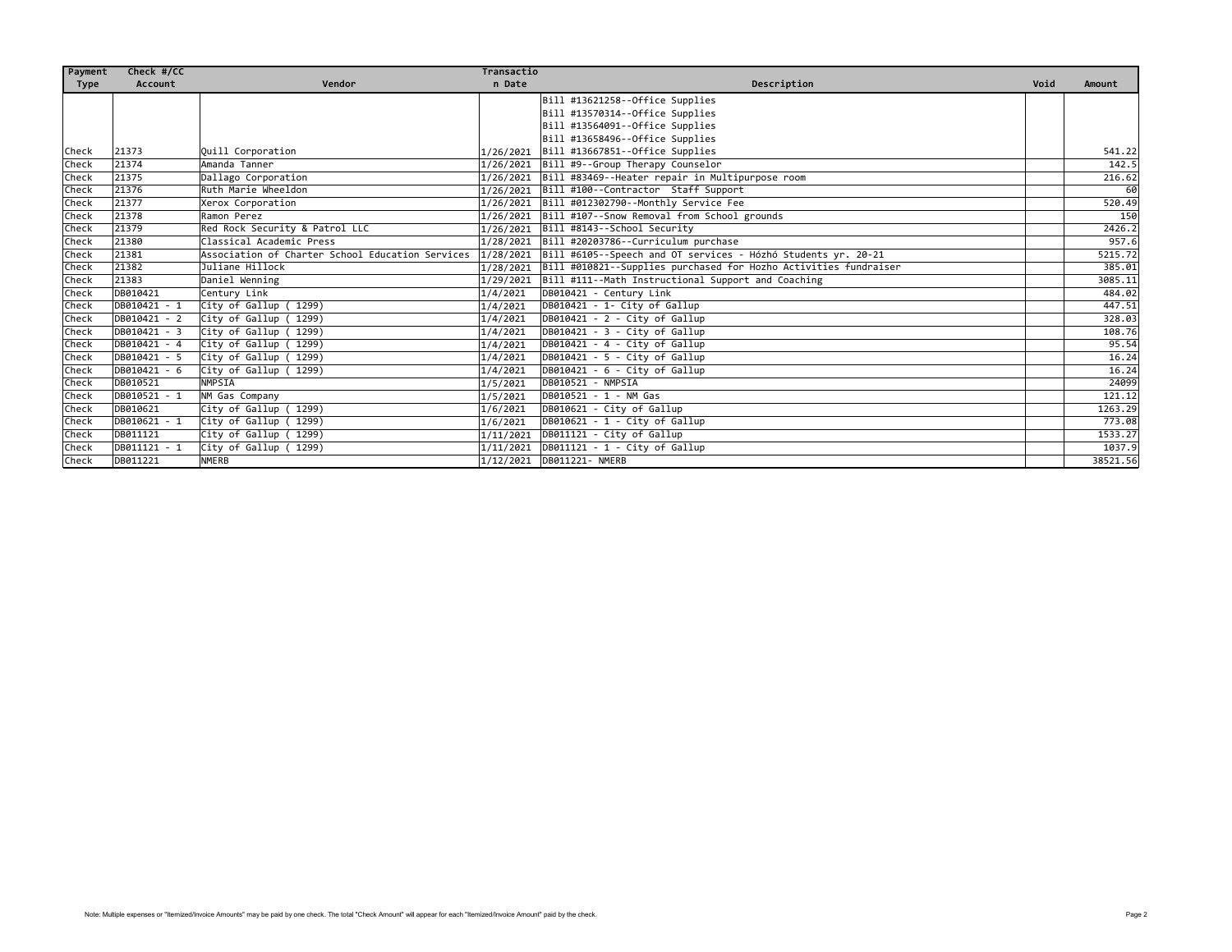| Payment Type | Check #/CC Account | Vendor | Transaction Date | Description | Void | Amount |
|---|---|---|---|---|---|---|
| Check | 21373 | Quill Corporation | 1/26/2021 | Bill #13621258--Office Supplies<br>Bill #13570314--Office Supplies<br>Bill #13564091--Office Supplies<br>Bill #13658496--Office Supplies<br>Bill #13667851--Office Supplies | | 541.22 |
| Check | 21374 | Amanda Tanner | 1/26/2021 | Bill #9--Group Therapy Counselor | | 142.5 |
| Check | 21375 | Dallago Corporation | 1/26/2021 | Bill #83469--Heater repair in Multipurpose room | | 216.62 |
| Check | 21376 | Ruth Marie Wheeldon | 1/26/2021 | Bill #100--Contractor Staff Support | | 60 |
| Check | 21377 | Xerox Corporation | 1/26/2021 | Bill #012302790--Monthly Service Fee | | 520.49 |
| Check | 21378 | Ramon Perez | 1/26/2021 | Bill #107--Snow Removal from School grounds | | 150 |
| Check | 21379 | Red Rock Security & Patrol LLC | 1/26/2021 | Bill #8143--School Security | | 2426.2 |
| Check | 21380 | Classical Academic Press | 1/28/2021 | Bill #20203786--Curriculum purchase | | 957.6 |
| Check | 21381 | Association of Charter School Education Services | 1/28/2021 | Bill #6105--Speech and OT services - Hózhó Students yr. 20-21 | | 5215.72 |
| Check | 21382 | Juliane Hillock | 1/28/2021 | Bill #010821--Supplies purchased for Hozho Activities fundraiser | | 385.01 |
| Check | 21383 | Daniel Wenning | 1/29/2021 | Bill #111--Math Instructional Support and Coaching | | 3085.11 |
| Check | DB010421 | Century Link | 1/4/2021 | DB010421 - Century Link | | 484.02 |
| Check | DB010421 - 1 | City of Gallup ( 1299) | 1/4/2021 | DB010421 - 1- City of Gallup | | 447.51 |
| Check | DB010421 - 2 | City of Gallup ( 1299) | 1/4/2021 | DB010421 - 2 - City of Gallup | | 328.03 |
| Check | DB010421 - 3 | City of Gallup ( 1299) | 1/4/2021 | DB010421 - 3 - City of Gallup | | 108.76 |
| Check | DB010421 - 4 | City of Gallup ( 1299) | 1/4/2021 | DB010421 - 4 - City of Gallup | | 95.54 |
| Check | DB010421 - 5 | City of Gallup ( 1299) | 1/4/2021 | DB010421 - 5 - City of Gallup | | 16.24 |
| Check | DB010421 - 6 | City of Gallup ( 1299) | 1/4/2021 | DB010421 - 6 - City of Gallup | | 16.24 |
| Check | DB010521 | NMPSIA | 1/5/2021 | DB010521 - NMPSIA | | 24099 |
| Check | DB010521 - 1 | NM Gas Company | 1/5/2021 | DB010521 - 1 - NM Gas | | 121.12 |
| Check | DB010621 | City of Gallup ( 1299) | 1/6/2021 | DB010621 - City of Gallup | | 1263.29 |
| Check | DB010621 - 1 | City of Gallup ( 1299) | 1/6/2021 | DB010621 - 1 - City of Gallup | | 773.08 |
| Check | DB011121 | City of Gallup ( 1299) | 1/11/2021 | DB011121 - City of Gallup | | 1533.27 |
| Check | DB011121 - 1 | City of Gallup ( 1299) | 1/11/2021 | DB011121 - 1 - City of Gallup | | 1037.9 |
| Check | DB011221 | NMERB | 1/12/2021 | DB011221- NMERB | | 38521.56 |

Note: Multiple expenses or "Itemized/Invoice Amounts" may be paid by one check. The total "Check Amount" will appear for each "Itemized/Invoice Amount" paid by the check.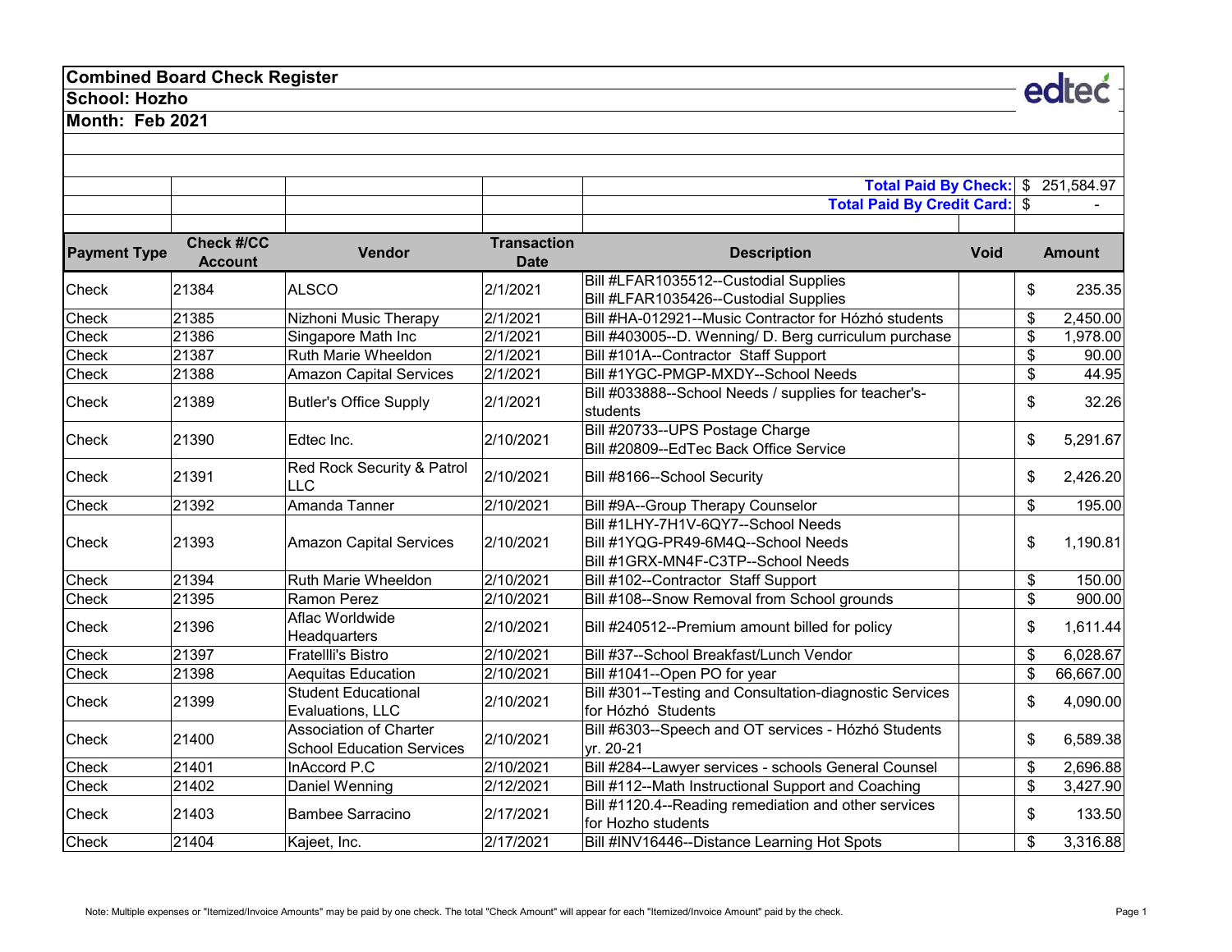**Combined Board Check Register**

**School: Hozho**

**Month: Feb 2021**

**Total Paid By Check:** $ 251,584.97

**Total Paid By Credit Card:** $ -

| Payment Type | Check #/CC Account | Vendor | Transaction Date | Description | Void | Amount |
|---|---|---|---|---|---|---|
| Check | 21384 | ALSCO | 2/1/2021 | Bill #LFAR1035512--Custodial Supplies<br>Bill #LFAR1035426--Custodial Supplies | | $ 235.35 |
| Check | 21385 | Nizhoni Music Therapy | 2/1/2021 | Bill #HA-012921--Music Contractor for Hózhó students | | $ 2,450.00 |
| Check | 21386 | Singapore Math Inc | 2/1/2021 | Bill #403005--D. Wenning/ D. Berg curriculum purchase | | $ 1,978.00 |
| Check | 21387 | Ruth Marie Wheeldon | 2/1/2021 | Bill #101A--Contractor Staff Support | | $ 90.00 |
| Check | 21388 | Amazon Capital Services | 2/1/2021 | Bill #1YGC-PMGP-MXDY--School Needs | | $ 44.95 |
| Check | 21389 | Butler's Office Supply | 2/1/2021 | Bill #033888--School Needs / supplies for teacher's-students | | $ 32.26 |
| Check | 21390 | Edtec Inc. | 2/10/2021 | Bill #20733--UPS Postage Charge<br>Bill #20809--EdTec Back Office Service | | $ 5,291.67 |
| Check | 21391 | Red Rock Security & Patrol LLC | 2/10/2021 | Bill #8166--School Security | | $ 2,426.20 |
| Check | 21392 | Amanda Tanner | 2/10/2021 | Bill #9A--Group Therapy Counselor | | $ 195.00 |
| Check | 21393 | Amazon Capital Services | 2/10/2021 | Bill #1LHY-7H1V-6QY7--School Needs<br>Bill #1YQG-PR49-6M4Q--School Needs<br>Bill #1GRX-MN4F-C3TP--School Needs | | $ 1,190.81 |
| Check | 21394 | Ruth Marie Wheeldon | 2/10/2021 | Bill #102--Contractor Staff Support | | $ 150.00 |
| Check | 21395 | Ramon Perez | 2/10/2021 | Bill #108--Snow Removal from School grounds | | $ 900.00 |
| Check | 21396 | Aflac Worldwide Headquarters | 2/10/2021 | Bill #240512--Premium amount billed for policy | | $ 1,611.44 |
| Check | 21397 | Fratellli's Bistro | 2/10/2021 | Bill #37--School Breakfast/Lunch Vendor | | $ 6,028.67 |
| Check | 21398 | Aequitas Education | 2/10/2021 | Bill #1041--Open PO for year | | $ 66,667.00 |
| Check | 21399 | Student Educational Evaluations, LLC | 2/10/2021 | Bill #301--Testing and Consultation-diagnostic Services for Hózhó Students | | $ 4,090.00 |
| Check | 21400 | Association of Charter School Education Services | 2/10/2021 | Bill #6303--Speech and OT services - Hózhó Students yr. 20-21 | | $ 6,589.38 |
| Check | 21401 | InAccord P.C | 2/10/2021 | Bill #284--Lawyer services - schools General Counsel | | $ 2,696.88 |
| Check | 21402 | Daniel Wenning | 2/12/2021 | Bill #112--Math Instructional Support and Coaching | | $ 3,427.90 |
| Check | 21403 | Bambee Sarracino | 2/17/2021 | Bill #1120.4--Reading remediation and other services for Hozho students | | $ 133.50 |
| Check | 21404 | Kajeet, Inc. | 2/17/2021 | Bill #INV16446--Distance Learning Hot Spots | | $ 3,316.88 |

Note: Multiple expenses or "Itemized/Invoice Amounts" may be paid by one check. The total "Check Amount" will appear for each "Itemized/Invoice Amount" paid by the check.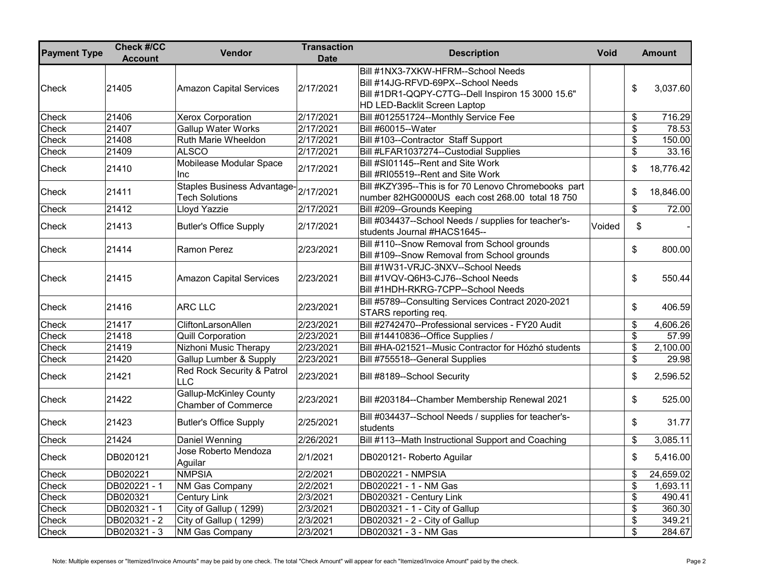| Payment Type | Check #/CC Account | Vendor | Transaction Date | Description | Void | Amount |
|---|---|---|---|---|---|---|
| Check | 21405 | Amazon Capital Services | 2/17/2021 | Bill #1NX3-7XKW-HFRM--School Needs<br>Bill #14JG-RFVD-69PX--School Needs<br>Bill #1DR1-QQPY-C7TG--Dell Inspiron 15 3000 15.6" HD LED-Backlit Screen Laptop | | $ 3,037.60 |
| Check | 21406 | Xerox Corporation | 2/17/2021 | Bill #012551724--Monthly Service Fee | | $ 716.29 |
| Check | 21407 | Gallup Water Works | 2/17/2021 | Bill #60015--Water | | $ 78.53 |
| Check | 21408 | Ruth Marie Wheeldon | 2/17/2021 | Bill #103--Contractor Staff Support | | $ 150.00 |
| Check | 21409 | ALSCO | 2/17/2021 | Bill #LFAR1037274--Custodial Supplies | | $ 33.16 |
| Check | 21410 | Mobilease Modular Space Inc | 2/17/2021 | Bill #SI01145--Rent and Site Work<br>Bill #RI05519--Rent and Site Work | | $ 18,776.42 |
| Check | 21411 | Staples Business Advantage-Tech Solutions | 2/17/2021 | Bill #KZY395--This is for 70 Lenovo Chromebooks part number 82HG0000US each cost 268.00 total 18 750 | | $ 18,846.00 |
| Check | 21412 | Lloyd Yazzie | 2/17/2021 | Bill #209--Grounds Keeping | | $ 72.00 |
| Check | 21413 | Butler's Office Supply | 2/17/2021 | Bill #034437--School Needs / supplies for teacher's-students Journal #HACS1645-- | Voided | $ - |
| Check | 21414 | Ramon Perez | 2/23/2021 | Bill #110--Snow Removal from School grounds<br>Bill #109--Snow Removal from School grounds | | $ 800.00 |
| Check | 21415 | Amazon Capital Services | 2/23/2021 | Bill #1W31-VRJC-3NXV--School Needs<br>Bill #1VQV-Q6H3-CJ76--School Needs<br>Bill #1HDH-RKRG-7CPP--School Needs | | $ 550.44 |
| Check | 21416 | ARC LLC | 2/23/2021 | Bill #5789--Consulting Services Contract 2020-2021 STARS reporting req. | | $ 406.59 |
| Check | 21417 | CliftonLarsonAllen | 2/23/2021 | Bill #2742470--Professional services - FY20 Audit | | $ 4,606.26 |
| Check | 21418 | Quill Corporation | 2/23/2021 | Bill #14410836--Office Supplies / | | $ 57.99 |
| Check | 21419 | Nizhoni Music Therapy | 2/23/2021 | Bill #HA-021521--Music Contractor for Hózhó students | | $ 2,100.00 |
| Check | 21420 | Gallup Lumber & Supply | 2/23/2021 | Bill #755518--General Supplies | | $ 29.98 |
| Check | 21421 | Red Rock Security & Patrol LLC | 2/23/2021 | Bill #8189--School Security | | $ 2,596.52 |
| Check | 21422 | Gallup-McKinley County Chamber of Commerce | 2/23/2021 | Bill #203184--Chamber Membership Renewal 2021 | | $ 525.00 |
| Check | 21423 | Butler's Office Supply | 2/25/2021 | Bill #034437--School Needs / supplies for teacher's-students | | $ 31.77 |
| Check | 21424 | Daniel Wenning | 2/26/2021 | Bill #113--Math Instructional Support and Coaching | | $ 3,085.11 |
| Check | DB020121 | Jose Roberto Mendoza Aguilar | 2/1/2021 | DB020121- Roberto Aguilar | | $ 5,416.00 |
| Check | DB020221 | NMPSIA | 2/2/2021 | DB020221 - NMPSIA | | $ 24,659.02 |
| Check | DB020221 - 1 | NM Gas Company | 2/2/2021 | DB020221 - 1 - NM Gas | | $ 1,693.11 |
| Check | DB020321 | Century Link | 2/3/2021 | DB020321 - Century Link | | $ 490.41 |
| Check | DB020321 - 1 | City of Gallup ( 1299) | 2/3/2021 | DB020321 - 1 - City of Gallup | | $ 360.30 |
| Check | DB020321 - 2 | City of Gallup ( 1299) | 2/3/2021 | DB020321 - 2 - City of Gallup | | $ 349.21 |
| Check | DB020321 - 3 | NM Gas Company | 2/3/2021 | DB020321 - 3 - NM Gas | | $ 284.67 |

Note: Multiple expenses or "Itemized/Invoice Amounts" may be paid by one check. The total "Check Amount" will appear for each "Itemized/Invoice Amount" paid by the check.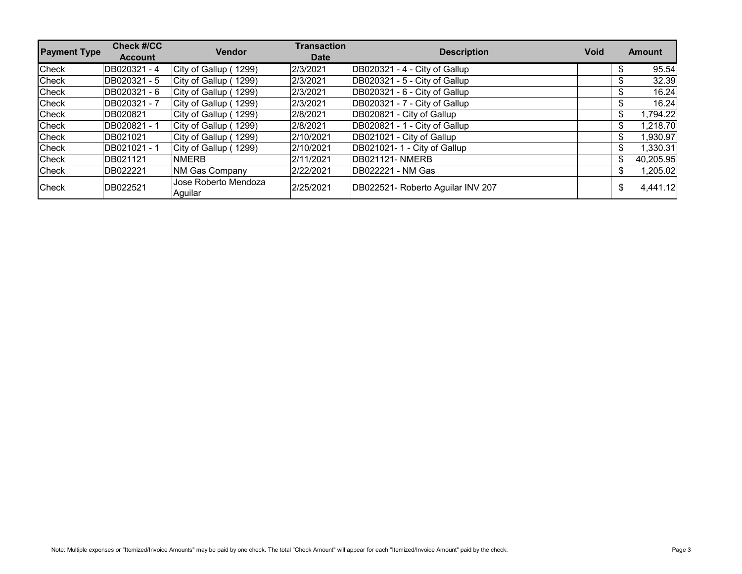| Payment Type | Check #/CC Account | Vendor | Transaction Date | Description | Void | Amount |
|---|---|---|---|---|---|---|
| Check | DB020321 - 4 | City of Gallup ( 1299) | 2/3/2021 | DB020321 - 4 - City of Gallup | | $ 95.54 |
| Check | DB020321 - 5 | City of Gallup ( 1299) | 2/3/2021 | DB020321 - 5 - City of Gallup | | $ 32.39 |
| Check | DB020321 - 6 | City of Gallup ( 1299) | 2/3/2021 | DB020321 - 6 - City of Gallup | | $ 16.24 |
| Check | DB020321 - 7 | City of Gallup ( 1299) | 2/3/2021 | DB020321 - 7 - City of Gallup | | $ 16.24 |
| Check | DB020821 | City of Gallup ( 1299) | 2/8/2021 | DB020821 - City of Gallup | | $ 1,794.22 |
| Check | DB020821 - 1 | City of Gallup ( 1299) | 2/8/2021 | DB020821 - 1 - City of Gallup | | $ 1,218.70 |
| Check | DB021021 | City of Gallup ( 1299) | 2/10/2021 | DB021021 - City of Gallup | | $ 1,930.97 |
| Check | DB021021 - 1 | City of Gallup ( 1299) | 2/10/2021 | DB021021- 1 - City of Gallup | | $ 1,330.31 |
| Check | DB021121 | NMERB | 2/11/2021 | DB021121- NMERB | | $ 40,205.95 |
| Check | DB022221 | NM Gas Company | 2/22/2021 | DB022221 - NM Gas | | $ 1,205.02 |
| Check | DB022521 | Jose Roberto Mendoza Aguilar | 2/25/2021 | DB022521- Roberto Aguilar INV 207 | | $ 4,441.12 |

Note: Multiple expenses or "Itemized/Invoice Amounts" may be paid by one check. The total "Check Amount" will appear for each "Itemized/Invoice Amount" paid by the check.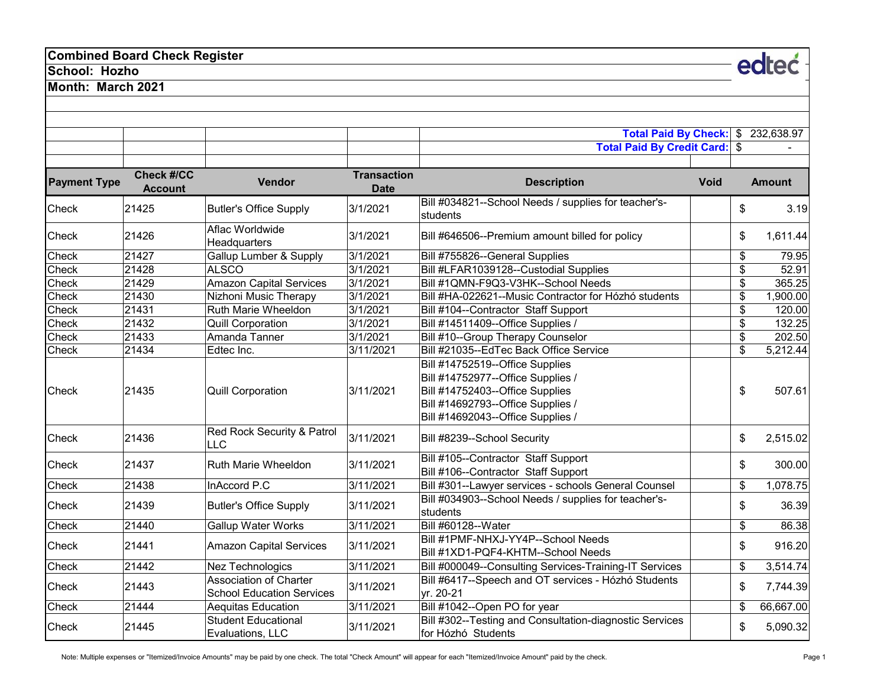**Combined Board Check Register**

**School: Hozho**

**Month: March 2021**

**Total Paid By Check:** $ 232,638.97

**Total Paid By Credit Card:** $ -

| Payment Type | Check #/CC Account | Vendor | Transaction Date | Description | Void | Amount |
|---|---|---|---|---|---|---|
| Check | 21425 | Butler's Office Supply | 3/1/2021 | Bill #034821--School Needs / supplies for teacher's-students | | $ 3.19 |
| Check | 21426 | Aflac Worldwide Headquarters | 3/1/2021 | Bill #646506--Premium amount billed for policy | | $ 1,611.44 |
| Check | 21427 | Gallup Lumber & Supply | 3/1/2021 | Bill #755826--General Supplies | | $ 79.95 |
| Check | 21428 | ALSCO | 3/1/2021 | Bill #LFAR1039128--Custodial Supplies | | $ 52.91 |
| Check | 21429 | Amazon Capital Services | 3/1/2021 | Bill #1QMN-F9Q3-V3HK--School Needs | | $ 365.25 |
| Check | 21430 | Nizhoni Music Therapy | 3/1/2021 | Bill #HA-022621--Music Contractor for Hózhó students | | $ 1,900.00 |
| Check | 21431 | Ruth Marie Wheeldon | 3/1/2021 | Bill #104--Contractor Staff Support | | $ 120.00 |
| Check | 21432 | Quill Corporation | 3/1/2021 | Bill #14511409--Office Supplies / | | $ 132.25 |
| Check | 21433 | Amanda Tanner | 3/1/2021 | Bill #10--Group Therapy Counselor | | $ 202.50 |
| Check | 21434 | Edtec Inc. | 3/11/2021 | Bill #21035--EdTec Back Office Service | | $ 5,212.44 |
| Check | 21435 | Quill Corporation | 3/11/2021 | Bill #14752519--Office Supplies<br>Bill #14752977--Office Supplies /<br>Bill #14752403--Office Supplies<br>Bill #14692793--Office Supplies /<br>Bill #14692043--Office Supplies / | | $ 507.61 |
| Check | 21436 | Red Rock Security & Patrol LLC | 3/11/2021 | Bill #8239--School Security | | $ 2,515.02 |
| Check | 21437 | Ruth Marie Wheeldon | 3/11/2021 | Bill #105--Contractor Staff Support<br>Bill #106--Contractor Staff Support | | $ 300.00 |
| Check | 21438 | InAccord P.C | 3/11/2021 | Bill #301--Lawyer services - schools General Counsel | | $ 1,078.75 |
| Check | 21439 | Butler's Office Supply | 3/11/2021 | Bill #034903--School Needs / supplies for teacher's-students | | $ 36.39 |
| Check | 21440 | Gallup Water Works | 3/11/2021 | Bill #60128--Water | | $ 86.38 |
| Check | 21441 | Amazon Capital Services | 3/11/2021 | Bill #1PMF-NHXJ-YY4P--School Needs<br>Bill #1XD1-PQF4-KHTM--School Needs | | $ 916.20 |
| Check | 21442 | Nez Technologics | 3/11/2021 | Bill #000049--Consulting Services-Training-IT Services | | $ 3,514.74 |
| Check | 21443 | Association of Charter School Education Services | 3/11/2021 | Bill #6417--Speech and OT services - Hózhó Students yr. 20-21 | | $ 7,744.39 |
| Check | 21444 | Aequitas Education | 3/11/2021 | Bill #1042--Open PO for year | | $ 66,667.00 |
| Check | 21445 | Student Educational Evaluations, LLC | 3/11/2021 | Bill #302--Testing and Consultation-diagnostic Services for Hózhó Students | | $ 5,090.32 |

Note: Multiple expenses or "Itemized/Invoice Amounts" may be paid by one check. The total "Check Amount" will appear for each "Itemized/Invoice Amount" paid by the check.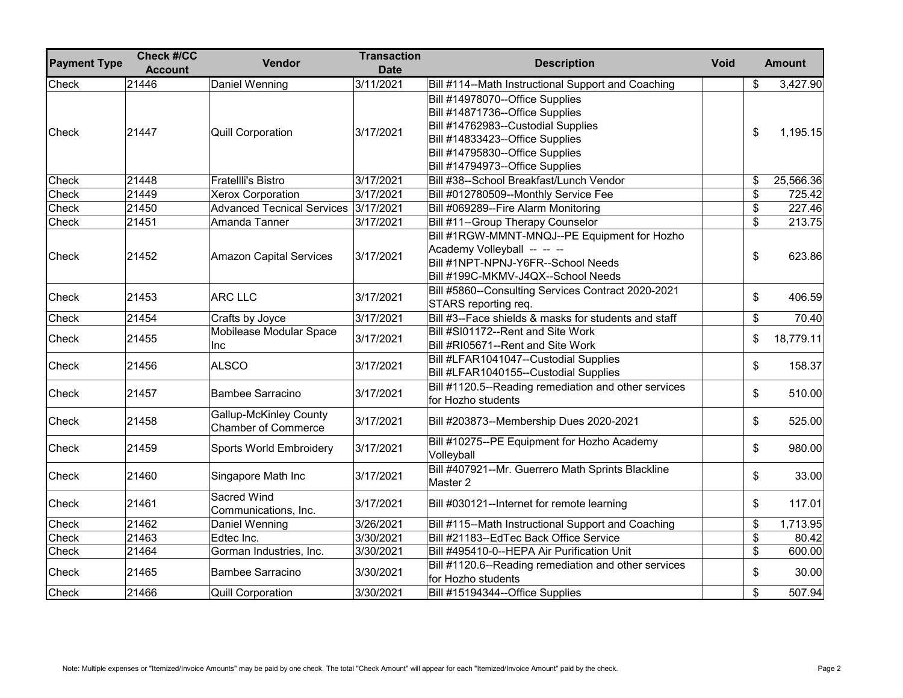| Payment Type | Check #/CC Account | Vendor | Transaction Date | Description | Void | Amount |
| --- | --- | --- | --- | --- | --- | --- |
| Check | 21446 | Daniel Wenning | 3/11/2021 | Bill #114--Math Instructional Support and Coaching | | $ 3,427.90 |
| Check | 21447 | Quill Corporation | 3/17/2021 | Bill #14978070--Office Supplies<br>Bill #14871736--Office Supplies<br>Bill #14762983--Custodial Supplies<br>Bill #14833423--Office Supplies<br>Bill #14795830--Office Supplies<br>Bill #14794973--Office Supplies | | $ 1,195.15 |
| Check | 21448 | Fratellli's Bistro | 3/17/2021 | Bill #38--School Breakfast/Lunch Vendor | | $ 25,566.36 |
| Check | 21449 | Xerox Corporation | 3/17/2021 | Bill #012780509--Monthly Service Fee | | $ 725.42 |
| Check | 21450 | Advanced Tecnical Services | 3/17/2021 | Bill #069289--Fire Alarm Monitoring | | $ 227.46 |
| Check | 21451 | Amanda Tanner | 3/17/2021 | Bill #11--Group Therapy Counselor | | $ 213.75 |
| Check | 21452 | Amazon Capital Services | 3/17/2021 | Bill #1RGW-MMNT-MNQJ--PE Equipment for Hozho Academy Volleyball -- -- --<br>Bill #1NPT-NPNJ-Y6FR--School Needs<br>Bill #199C-MKMV-J4QX--School Needs | | $ 623.86 |
| Check | 21453 | ARC LLC | 3/17/2021 | Bill #5860--Consulting Services Contract 2020-2021 STARS reporting req. | | $ 406.59 |
| Check | 21454 | Crafts by Joyce | 3/17/2021 | Bill #3--Face shields & masks for students and staff | | $ 70.40 |
| Check | 21455 | Mobilease Modular Space Inc | 3/17/2021 | Bill #SI01172--Rent and Site Work<br>Bill #RI05671--Rent and Site Work | | $ 18,779.11 |
| Check | 21456 | ALSCO | 3/17/2021 | Bill #LFAR1041047--Custodial Supplies<br>Bill #LFAR1040155--Custodial Supplies | | $ 158.37 |
| Check | 21457 | Bambee Sarracino | 3/17/2021 | Bill #1120.5--Reading remediation and other services for Hozho students | | $ 510.00 |
| Check | 21458 | Gallup-McKinley County Chamber of Commerce | 3/17/2021 | Bill #203873--Membership Dues 2020-2021 | | $ 525.00 |
| Check | 21459 | Sports World Embroidery | 3/17/2021 | Bill #10275--PE Equipment for Hozho Academy Volleyball | | $ 980.00 |
| Check | 21460 | Singapore Math Inc | 3/17/2021 | Bill #407921--Mr. Guerrero Math Sprints Blackline Master 2 | | $ 33.00 |
| Check | 21461 | Sacred Wind Communications, Inc. | 3/17/2021 | Bill #030121--Internet for remote learning | | $ 117.01 |
| Check | 21462 | Daniel Wenning | 3/26/2021 | Bill #115--Math Instructional Support and Coaching | | $ 1,713.95 |
| Check | 21463 | Edtec Inc. | 3/30/2021 | Bill #21183--EdTec Back Office Service | | $ 80.42 |
| Check | 21464 | Gorman Industries, Inc. | 3/30/2021 | Bill #495410-0--HEPA Air Purification Unit | | $ 600.00 |
| Check | 21465 | Bambee Sarracino | 3/30/2021 | Bill #1120.6--Reading remediation and other services for Hozho students | | $ 30.00 |
| Check | 21466 | Quill Corporation | 3/30/2021 | Bill #15194344--Office Supplies | | $ 507.94 |

Note: Multiple expenses or "Itemized/Invoice Amounts" may be paid by one check. The total "Check Amount" will appear for each "Itemized/Invoice Amount" paid by the check.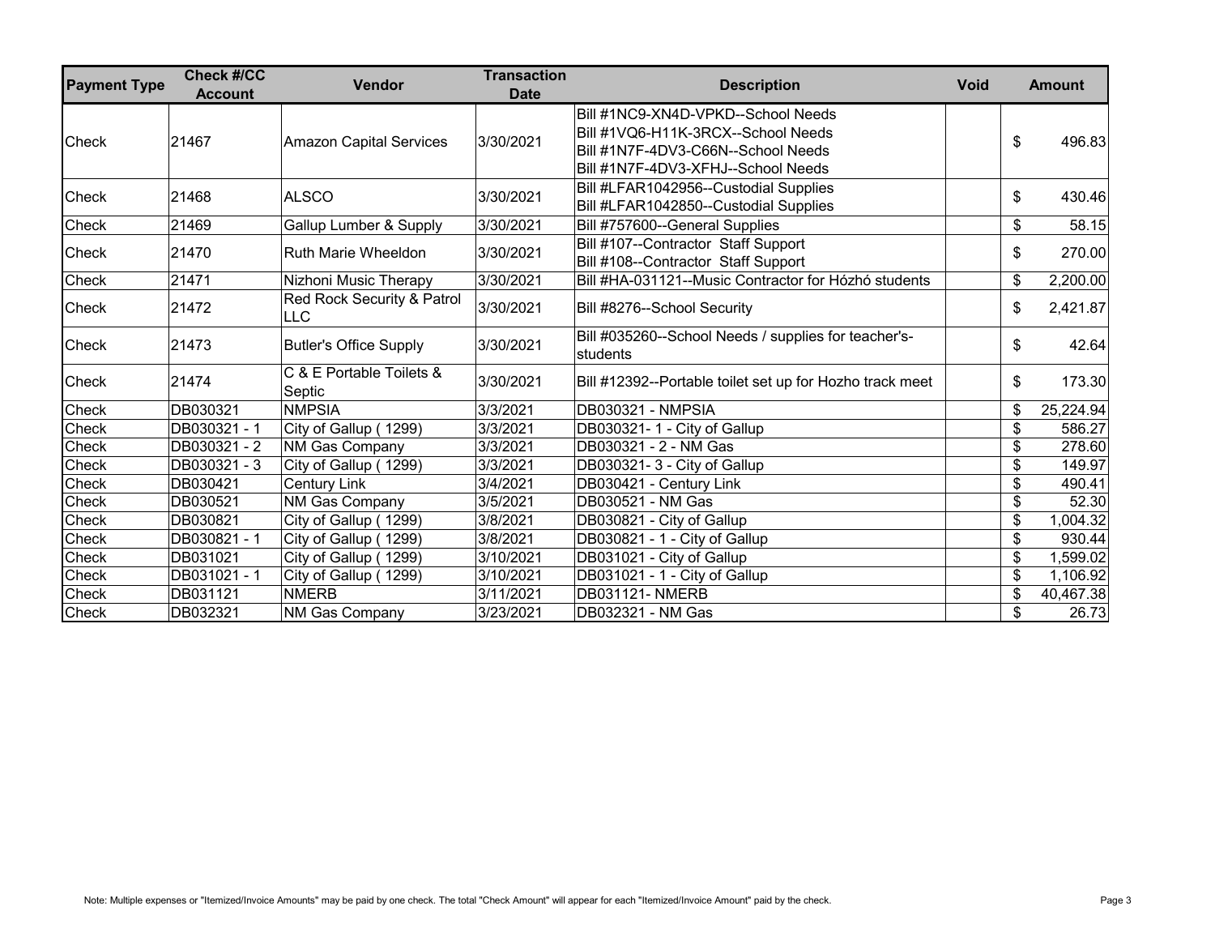| Payment Type | Check #/CC Account | Vendor | Transaction Date | Description | Void | Amount |
|---|---|---|---|---|---|---|
| Check | 21467 | Amazon Capital Services | 3/30/2021 | Bill #1NC9-XN4D-VPKD--School Needs<br>Bill #1VQ6-H11K-3RCX--School Needs<br>Bill #1N7F-4DV3-C66N--School Needs<br>Bill #1N7F-4DV3-XFHJ--School Needs | | $ 496.83 |
| Check | 21468 | ALSCO | 3/30/2021 | Bill #LFAR1042956--Custodial Supplies<br>Bill #LFAR1042850--Custodial Supplies | | $ 430.46 |
| Check | 21469 | Gallup Lumber & Supply | 3/30/2021 | Bill #757600--General Supplies | | $ 58.15 |
| Check | 21470 | Ruth Marie Wheeldon | 3/30/2021 | Bill #107--Contractor Staff Support<br>Bill #108--Contractor Staff Support | | $ 270.00 |
| Check | 21471 | Nizhoni Music Therapy | 3/30/2021 | Bill #HA-031121--Music Contractor for Hózhó students | | $ 2,200.00 |
| Check | 21472 | Red Rock Security & Patrol LLC | 3/30/2021 | Bill #8276--School Security | | $ 2,421.87 |
| Check | 21473 | Butler's Office Supply | 3/30/2021 | Bill #035260--School Needs / supplies for teacher's-students | | $ 42.64 |
| Check | 21474 | C & E Portable Toilets & Septic | 3/30/2021 | Bill #12392--Portable toilet set up for Hozho track meet | | $ 173.30 |
| Check | DB030321 | NMPSIA | 3/3/2021 | DB030321 - NMPSIA | | $ 25,224.94 |
| Check | DB030321 - 1 | City of Gallup ( 1299) | 3/3/2021 | DB030321- 1 - City of Gallup | | $ 586.27 |
| Check | DB030321 - 2 | NM Gas Company | 3/3/2021 | DB030321 - 2 - NM Gas | | $ 278.60 |
| Check | DB030321 - 3 | City of Gallup ( 1299) | 3/3/2021 | DB030321- 3 - City of Gallup | | $ 149.97 |
| Check | DB030421 | Century Link | 3/4/2021 | DB030421 - Century Link | | $ 490.41 |
| Check | DB030521 | NM Gas Company | 3/5/2021 | DB030521 - NM Gas | | $ 52.30 |
| Check | DB030821 | City of Gallup ( 1299) | 3/8/2021 | DB030821 - City of Gallup | | $ 1,004.32 |
| Check | DB030821 - 1 | City of Gallup ( 1299) | 3/8/2021 | DB030821 - 1 - City of Gallup | | $ 930.44 |
| Check | DB031021 | City of Gallup ( 1299) | 3/10/2021 | DB031021 - City of Gallup | | $ 1,599.02 |
| Check | DB031021 - 1 | City of Gallup ( 1299) | 3/10/2021 | DB031021 - 1 - City of Gallup | | $ 1,106.92 |
| Check | DB031121 | NMERB | 3/11/2021 | DB031121- NMERB | | $ 40,467.38 |
| Check | DB032321 | NM Gas Company | 3/23/2021 | DB032321 - NM Gas | | $ 26.73 |

Note: Multiple expenses or "Itemized/Invoice Amounts" may be paid by one check. The total "Check Amount" will appear for each "Itemized/Invoice Amount" paid by the check.